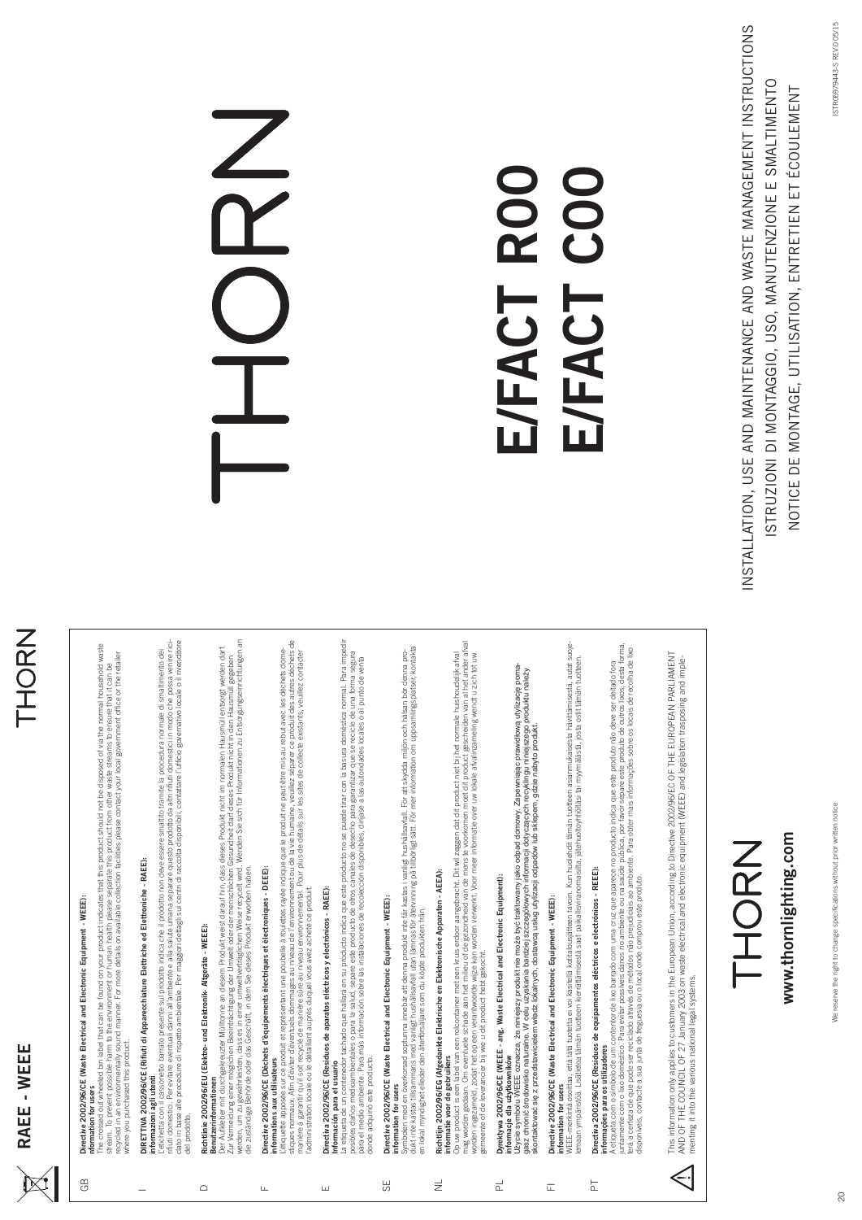# RAEE - WEEE

THORN

**GB**

**Directive 2002/96/CE (Waste Electrical and Electronic Equipment - WEEE):**
**information for users**
The crossed out wheeled bin label that can be found on your product indicates that this product should not be disposed of via the normal household waste stream. To prevent possible harm to the environment or human health please separate this product from other waste streams to ensure that it can be recycled in an environmentally sound manner. For more details on available collection facilities please contact your local government office or the retailer where you purchased this product.

**I**

**DIRETTIVA 2002/96/CE (Rifiuti di Apparecchiature Elettriche ed Elettroniche - RAEE):**
**informazioni agli utenti**
L'etichetta con il cassonetto barrato presente sul prodotto indica che il prodotto non deve essere smaltito tramite la procedura normale di smaltimento dei rifiuti domestici. Per evitare eventuali danni all'ambiente e alla salute umana separare questo prodotto da altri rifiuti domestici in modo che possa venire riciclato in base alle procedure di rispetto ambientale. Per maggiori dettagli sui centri di raccolta disponibili, contattare l'ufficio governativo locale o il rivenditore del prodotto.

**D**

**Richtlinie 2002/96/EU (Elektro- und Elektronik- Altgeräte - WEEE):**
**Benutzerinformationen**
Der Aufkleber mit durchgekreuzter Mülltonne an diesem Produkt weist darauf hin, dass dieses Produkt nicht im normalen Hausmüll entsorgt werden darf. Zur Vermeidung einer möglichen Beeinträchtigung der Umwelt oder der menschlichen Gesundheit darf dieses Produkt nicht in den Hausmüll gegeben werden, um zu gewährleisten, dass es in einer umweltverträglichen Weise recycelt wird. Wenden Sie sich für Informationen zu Entsorgungseinrichtungen an die zuständige Behörde oder das Geschäft, in dem Sie dieses Produkt erworben haben.

**F**

**Directive 2002/96/CE (Déchets d'équipements électriques et électroniques - DEEE):**
**informations aux utilisateurs**
L'étiquette apposée sur ce produit et représentant une poubelle à roulettes rayée indique que le produit ne peut être mis au rebut avec les déchets domestiques normaux. Afin d'éviter d'éventuels dommages au niveau de l'environnement ou de la vie humaine, veuillez séparer ce produit des autres déchets de manière à garantir qu'il soit recyclé de manière sûre au niveau environnemental. Pour plus de détails sur les sites de collecte existants, veuillez contacter l'administration locale ou le détaillant auprès duquel vous avez acheté ce produit.

**E**

**Directiva 2002/96/CE (Residuos de aparatos eléctricos y electrónicos - RAEE):**
**Información para el usuario**
La etiqueta de un contenedor tachado que hallará en su producto indica que este producto no se puede tirar con la basura doméstica normal. Para impedir posibles daños medioambientales o en la salud, separe este producto de otros canales de desecho para garantizar que se recicle de una forma segura para el medio ambiente. Para más información sobre las instalaciones de recolección disponibles, diríjase a las autoridades locales o al punto de venta donde adquirió este producto.

**SE**

**Directive 2002/96/CE (Waste Electrical and Electronic Equipment - WEEE):**
**information for users**
Symbolen med en överkorsad soptunna innebär att denna produkt inte får kastas i vanligt hushållsavfall. För att skydda miljön och hälsan bör denna produkt inte kastas tillsammans med vanligt hushållsavfall utan lämnas för återvinning på tillbörligt sätt. För mer information om uppsamlingsplatser, kontakta en lokal myndighet eller den återförsäljare som du köpte produkten från.

**NL**

**Richtlijn 2002/96/EG (Afgedankte Elektrische en Elektronische Apparaten - AEEA):**
**informatie voor de gebruikers**
Op uw product is een label van een rolcontainer met een kruis erdoor aangebracht. Dit wil zeggen dat dit product niet bij het normale huishoudelijk afval mag worden gedaan. Om eventuele schade aan het milieu of de gezondheid van de mens te voorkomen moet dit product gescheiden van al het andere afval worden ingezameld, zodat het op een verantwoorde wijze kan worden verwerkt. Voor meer informatie over uw lokale afvalinzameling wendt u zich tot uw gemeente of de leverancier bij wie u dit product hebt gekocht.

**PL**

**Dyrektywa 2002/96/CE (WEEE - ang. Waste Electrical and Electronic Equipment):**
**informacje dla użytkowników**
Użycie symbolu WEEE oznacza, że niniejszy produkt nie może być traktowany jako odpad domowy. Zapewniając prawidłową utylizację pomagasz chronić środowisko naturalne. W celu uzyskania bardziej szczegółowych informacji dotyczących recyklingu niniejszego produktu należy skontaktować się z przedstawicielem władz lokalnych, dostawcą usług utylizacji odpadów lub sklepem, gdzie nabyto produkt.

**FI**

**Directive 2002/96/CE (Waste Electrical and Electronic Equipment - WEEE):**
**information for users**
WEEE-merkintä osoittaa, että tätä tuotetta ei voi käsitellä kotitalousjätteen tavoin. Kun huolehdit tämän tuotteen asianmukaisesta hävittämisestä, autat suojelemaan ympäristöä. Lisätietoa tämän tuotteen kierrättämisestä saat paikallisviranomaisilta, jätehuoltoyhtiöltäsi tai myymälästä, josta ostit tämän tuotteen.

**PT**

**Directiva 2002/96/CE (Resíduos de equipamentos eléctricos e electrónicos - REEE):**
**informações para os utilizadores**
A etiqueta com o símbolo de um contentor de lixo barrado com uma cruz que aparece no producto indica que este produto não deve ser deitado fora juntamente com o lixo doméstico. Para evitar possíveis danos no ambiente ou na saúde pública, por favor separe este produto de outros lixos; desta forma, terá a certeza de que pode ser reciclado através de métodos não prejudiciais ao ambiente. Para obter mais informações sobre os locais de recolha de lixo disponíveis, contacte a sua junta de freguesia ou o local onde comprou este produto.

This information only applies to customers in the European Union, according to Directive 2002/96/EC OF THE EUROPEAN PARLIAMENT AND OF THE COUNCIL OF 27 January 2003 on waste electrical and electronic equipment (WEEE) and legislation trasposing and implementing it into the various national legal systems.

THORN

**www.thornlighting.com**

We reserve the right to change specifications without prior written notice

# THORN

# E/FACT R00
# E/FACT C00

INSTALLATION, USE AND MAINTENANCE AND WASTE MANAGEMENT INSTRUCTIONS

ISTRUZIONI DI MONTAGGIO, USO, MANUTENZIONE E SMALTIMENTO

NOTICE DE MONTAGE, UTILISATION, ENTRETIEN ET ÉCOULEMENT

ISTR06979443-S REV.0 05/15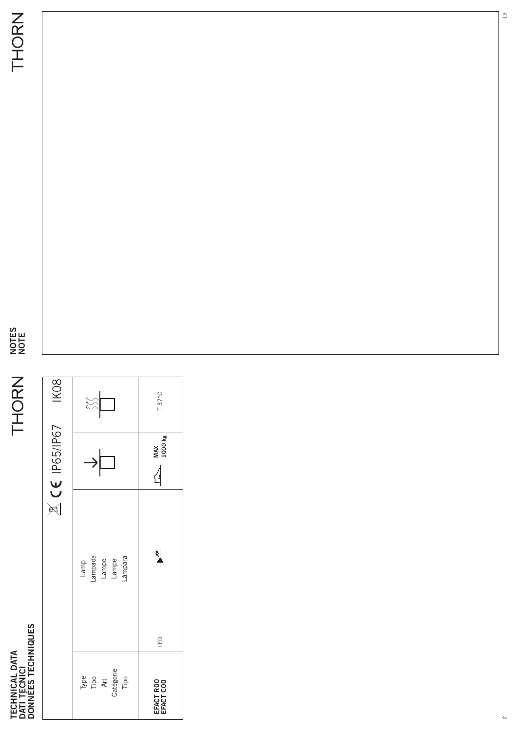# TECHNICAL DATA
# DATI TECNICI
# DONNÉES TECHNIQUES

THORN

| Type / Tipo / Art / Catégorie / Tipo | | Lamp / Lampada / Lampe / Lampe / Lámpara | IP65/IP67 | IK08 |
|---|---|---|---|---|
| EFACT R00 / EFACT C00 | LED | | MAX 1000 kg | T 37°C |

## NOTES
## NOTE

THORN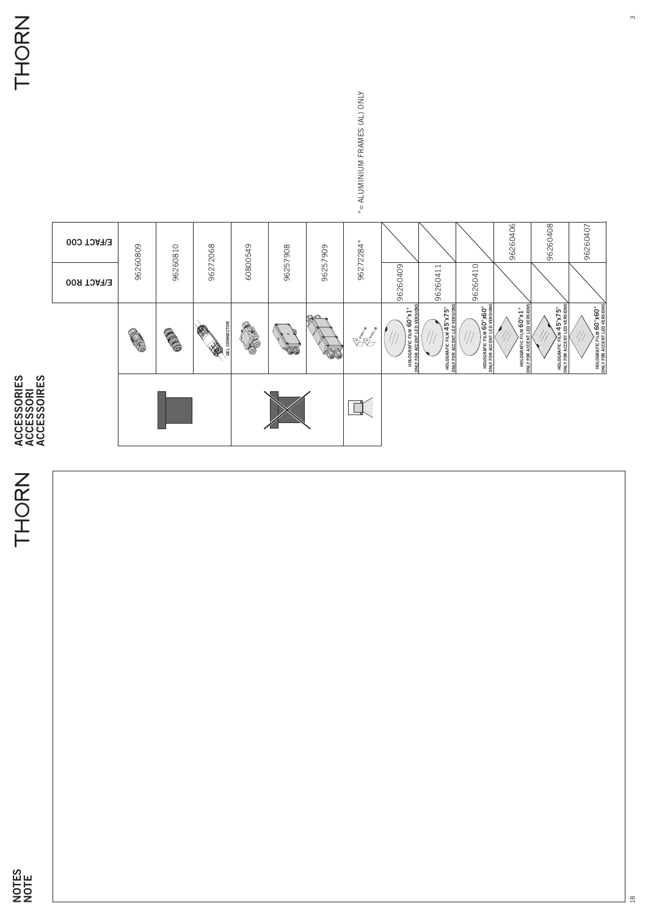# NOTES
# NOTE

# ACCESSORIES
# ACCESSORI
# ACCESSOIRES

| | | E/FACT R00 | E/FACT C00 |
|---|---|---|---|
| | | | 96260809 |
| | | | 96260810 |
| | GEL CONNECTOR | | 96272068 |
| | | | 60800549 |
| | | | 96257908 |
| | | | 96257909 |
| | | | 96272284* |
| | HOLOGRAFIC FILM 60°x1° ONLY FOR ACCENT LED VERSIONS | 96260409 | |
| | HOLOGRAFIC FILM 45°x75° ONLY FOR ACCENT LED VERSIONS | 96260411 | |
| | HOLOGRAFIC FILM 60°x60° ONLY FOR ACCENT LED VERSIONS | 96260410 | |
| | HOLOGRAFIC FILM 60°x1° ONLY FOR ACCENT LED VERSIONS | | 96260406 |
| | HOLOGRAFIC FILM 45°x75° ONLY FOR ACCENT LED VERSIONS | | 96260408 |
| | HOLOGRAFIC FILM 60°x60° ONLY FOR ACCENT LED VERSIONS | | 96260407 |

* = ALUMINIUM FRAMES (AL) ONLY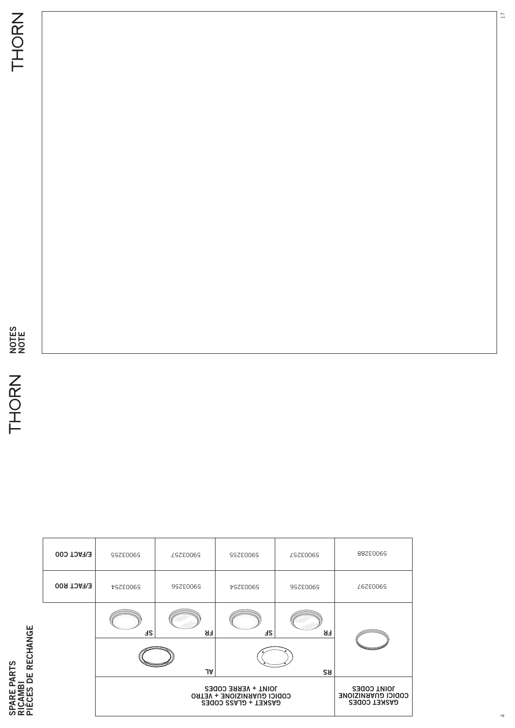## NOTES
## NOTE

## SPARE PARTS
## RICAMBI
## PIÈCES DE RECHANGE

| | GASKET + GLASS CODES<br>CODICI GUARNIZIONE + VETRO<br>JOINT + VERRE CODES | | | | GASKET CODES<br>CODICI GUARNIZIONE<br>JOINT CODES |
|---|---|---|---|---|---|
| | AL | | RS | | |
| | SF | FR | SF | FR | |
| E/FACT R00 | 59003254 | 59003256 | 59003254 | 59003256 | 59003297 |
| E/FACT C00 | 59003255 | 59003257 | 59003255 | 59003257 | 59003288 |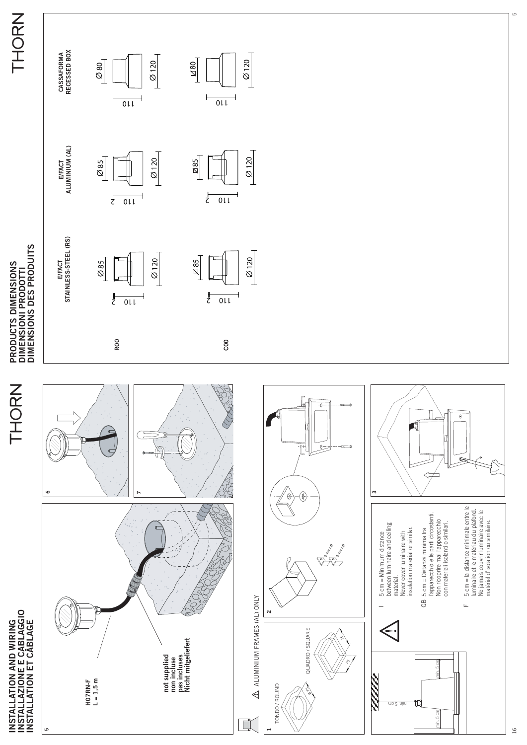# INSTALLATION AND WIRING
# INSTALLAZIONE E CABLAGGIO
# INSTALLATION ET CÂBLAGE

5

H07RN-F
L = 1,5 m

not supplied
non incluse
pas incluses
Nicht mitgeliefert

6

7

ALUMINIUM FRAMES (AL) ONLY

1

TONDO / ROUND

QUADRO / SQUARE

2

min. 5 cm

min. 5 cm

min. 5 cm

I 5 cm = Minimum distance between luminaire and ceiling material.
Never cover luminaire with insulation material or similar.

GB 5 cm = Distanza minima tra l'apparecchio e le parti circostanti.
Non ricoprire mai l'apparecchio con materiali isolanti o similari.

F 5 cm = la distance minimale entre le luminaire et le matériau du plafond.
Ne jamais couvrir luminaire avec le matériel d'isolation ou similaire.

3

# PRODUCTS DIMENSIONS
# DIMENSIONI PRODOTTI
# DIMENSIONS DES PRODUITS

| | E/FACT STAINLESS-STEEL (RS) | E/FACT ALUMINIUM (AL) | CASSAFORMA RECESSED BOX |
|---|---|---|---|
| R00 | Ø 85, Ø 120, 110, 2 | Ø 85, Ø 120, 110, 2 | Ø 80, Ø 120, 110 |
| C00 | ◻ 85, Ø 120, 110, 2 | ◻ 85, Ø 120, 110, 2 | ◻ 80, Ø 120, 110 |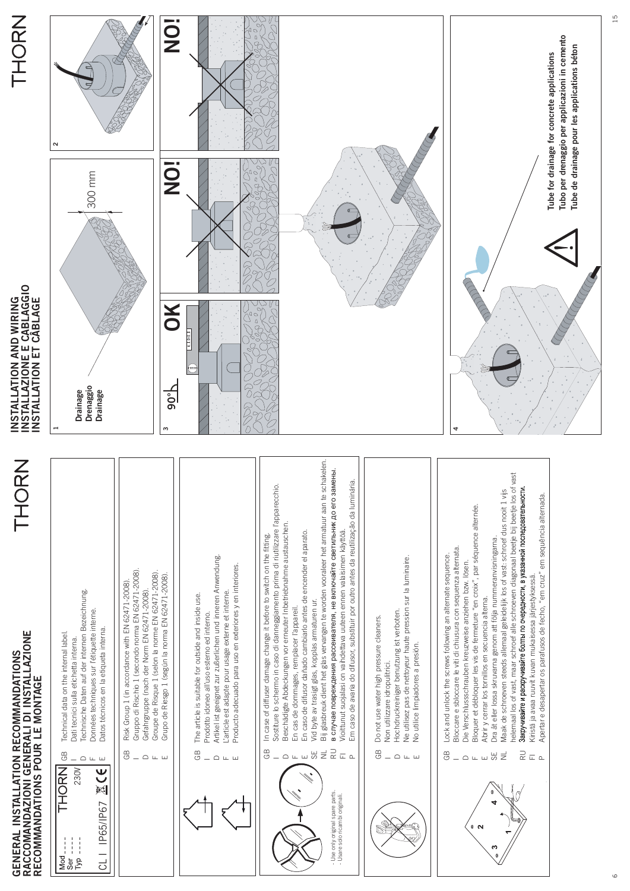# GENERAL INSTALLATION RECOMMANDATIONS
# RACCOMANDAZIONI GENERALI DI INSTALLAZIONE
# RECOMMANDATIONS POUR LE MONTAGE

Mod ----
Ser ----
Typ ----
THORN
230V
CL I IP65/IP67

GB Technical data on the internal label.
I Dati tecnici sulla etichetta interna.
D Technische Daten auf der internen Bezeichnung.
F Données techniques sur l'étiquette interne.
E Datos técnicos en la etiqueta interna.

GB Risk Group 1 (in accordance with EN 62471-2008).
I Gruppo di Rischio 1 (secondo norma EN 62471-2008).
D Gefahrgruppe (nach der Norm EN 62471-2008).
F Groupe de Risque 1 (selon la norme EN 62471-2008).
E Grupo de Riesgo 1 (según la norma EN 62471-2008).

GB The article is suitable for outside and inside use.
I Prodotto idoneo all'uso esterno ed interno.
D Artikel ist geeignet zur außerlichen und inneren Anwendung.
F L'article est adapte pour usage externe et interne.
E Producto adecuado para uso en exteriores y en interiores.

- Use only original spare parts.
- Usare solo ricambi originali.

GB In case of diffuser damage change it before to switch on the fitting.
I Sostiture lo schermo in caso di danneggiamento prima di riutilizzare l'apparecchio.
D Beschädigte Abdeckungen vor erneuter Inbetriebnahme austauschen.
F En cas de dommages, remplacer l'appareil.
E En caso de difusor dañado cambiarlo antes de encender el aparato.
SE Vid byte av trasigt glas, kopplas armaturen ur.
NL Bij glasbreuk dient het glas vervangen te worden vooraleer het armatuur aan te schakelen.
RU в случае повреждения рассеивателя, не включайте светильник до его замены.
FI Vioittunut suojalasi on vaihdettava uuteen ennen valaisimen käyttöä.
P Em caso de avaria do difusor, substituir por outro antes da reutilização da luminária.

GB Do not use water high pressure cleaners.
I Non utilizzare idropulitrici.
D Hochdruckreiniger benutzung ist verboten.
F Ne utilisez pas de nettoyeur haute pression sur la luminaire.
E No utilice limpiadores a presión.

GB Lock and unlock the screws following an alternate sequence.
I Bloccare e sbloccare le viti di chiusura con sequenza alternata.
D Die Verschlussschrauben kreuzweise anziehen bzw. lösen.
F Bloquer et débloquer les vis de fermeture "en croix", par séquence alternée.
E Abrir y cerrar los tornillos en secuencia alterna.
SE Dra åt eller lossa skruvarna genom att följa nummeranvisningarna.
NL Maak de schroeven steeds allemaal geleidelijk los of vast: schroef dus nooit 1 vijs helemaal los of vast, maar schroef alle schroeven diagonaal beetje bij beetje los of vast
RU Закручивайте и раскручивайте болты по очередности, в указанной последовательности.
FI Kiristä ja avaa ruuvit kuvan mukaisessa järjestyksessä.
P Apertar e desapertar os parafusos de fecho, "em cruz" em sequência alternada.

# INSTALLATION AND WIRING
# INSTALLAZIONE E CABLAGGIO
# INSTALLATION ET CÂBLAGE

1
Drainage
Drenaggio
Drainage

300 mm

2

3
90°
OK
NO!
NO!

4

Tube for drainage for concrete applications
Tubo per drenaggio per applicazioni in cemento
Tube de drainage pour les applications béton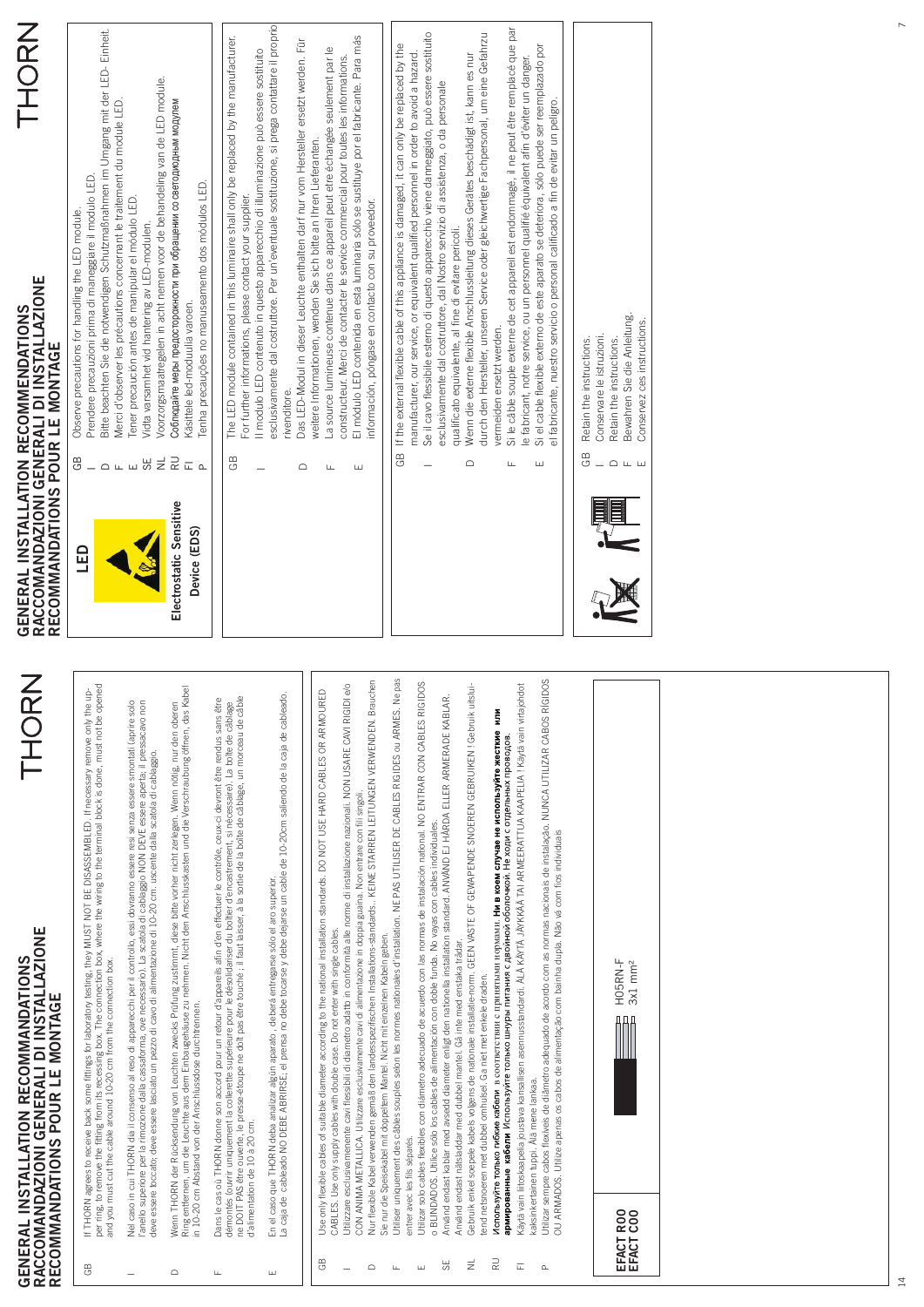# GENERAL INSTALLATION RECOMMENDATIONS
# RACCOMANDAZIONI GENERALI DI INSTALLAZIONE
# RECOMMANDATIONS POUR LE MONTAGE

GB If THORN agrees to receive back some fittings for laboratory testing, they MUST NOT BE DISASSEMBLED. If necessary remove only the upper ring, to remove the fitting from its recessing box. The connection box, where the wiring to the terminal block is done, must not be opened and you must cut the cable around 10-20 cm from the connection box.

I Nel caso in cui THORN dia il consenso al reso di apparecchi per il controllo, essi dovranno essere resi senza essere smontati (aprire solo l'anello superiore per la rimozione dalla cassaforma, ove necessario). La scatola di cablaggio NON DEVE essere aperta; il pressacavo non deve essere toccato; deve essere lasciato un pezzo di cavo di alimentazione di 10-20 cm. uscente dalla scatola di cablaggio.

D Wenn THORN der Rücksendung von Leuchten zwecks Prüfung zustimmt, diese bitte vorher nicht zerlegen. Wenn nötig, nur den oberen Ring entfernen, um die Leuchte aus dem Einbaugehäuse zu nehmen. Nicht den Anschlusskasten und die Verschraubung öffnen, das Kabel in 10-20 cm Abstand von der Anschlussdose durchtrennen.

F Dans le cas où THORN donne son accord pour un retour d'appareils afin d'en effectuer le contrôle, ceux-ci devront être rendus sans être démontés (ouvrir uniquement la collerette supérieure pour le désolidariser du boîtier d'encastrement, si nécessaire). La boîte de câblage ne DOIT PAS être ouverte, le presse-étoupe ne doit pas être touché ; il faut laisser, à la sortie de la boîte de câblage, un morceau de câble d'alimentation de 10 à 20 cm.

E En el caso que THORN deba analizar algún aparato , deberá entregarse sólo el aro superior.
La caja de cableado NO DEBE ABRIRSE, el prensa no debe tocarse y debe dejarse un cable de 10-20cm saliendo de la caja de cableado.

GB Use only flexible cables of suitable diameter according to the national installation standards. DO NOT USE HARD CABLES OR ARMOURED CABLES. Use only supply cables with double case. Do not enter with single cables.

I Utilizzare esclusivamente cavi flessibili di diametro adatto in conformità alle norme di installazione nazionali. NON USARE CAVI RIGIDI e/o CON ANIMA METALLICA. Utilizzare esclusivamente cavi di alimentazione in doppia guaina. Non entrare con fili singoli.

D Nur flexible Kabel verwenden gemäß den landesspezifischen Installations-standards.. KEINE STARREN LEITUNGEN VERWENDEN. Brauchen Sie nur die Speisekabel mit doppeltem Mantel. Nicht mit einzelnen Kabeln geben.

F Utiliser uniquement des câbles souples selon les normes nationales d'installation. NE PAS UTILISER DE CABLES RIGIDES ou ARMES. Ne pas entrer avec les fils séparés.

E Utilizar solo cables flexibles con diámetro adecuado de acuerdo con las normas de instalación national. NO ENTRAR CON CABLES RIGIDOS o BUNDADOS. Utilice sólo los cables de alimentación con doble funda. No vayas con cables individuales.

SE Använd endast kablar med avsedd diameter enligt den nationella installation standard. ANVÄND EJ HÅRDA ELLER ARMERADE KABLAR. Använd endast nätsladdar med dubbel mantel. Gå inte med enstaka trådar.

NL Gebruik enkel soepele kabels volgens de nationale installatie-norm. GEEN VASTE OF GEWAPENDE SNOEREN GEBRUIKEN ! Gebruik uitsluitend netsnoeren met dubbel omhulsel. Ga niet met enkele draden.

RU Используйте только гибкие кабели в соответствии с принятыми нормами. **Ни в коем случае не используйте жесткие или армированные кабели** Используйте только шнуры питания с двойной оболочкой. Не ходи с отдельных проводов.

FI Käytä vain liitoskaapelia jousteva kansallisen asennusstandardi. ÄLÄ KÄYTÄ JÄYKKÄÄ TAI AMEERATTUA KAAPELIA ! Käytä vain virtajohdot kaksinkertainen tuppi. Älä mene lankaa.

P Utilizar sempre cabos flexíveis de diâmetro adequado de acordo com as normas nacionais de instalação. NUNCA UTILIZAR CABOS RÍGIDOS OU ARMADOS. Utilize apenas os cabos de alimentação com bainha dupla. Não vá com fios individuais

**EFACT R00**
**EFACT C00**

H05RN-F
3x1 mm²

# GENERAL INSTALLATION RECOMMENDATIONS
# RACCOMANDAZIONI GENERALI DI INSTALLAZIONE
# RECOMMANDATIONS POUR LE MONTAGE

**LED**

**Electrostatic Sensitive Device (EDS)**

GB Observe precautions for handling the LED module.
I Prendere precauzioni prima di maneggiare il modulo LED.
D Bitte beachten Sie die notwendigen Schutzmaßnahmen im Umgang mit der LED- Einheit.
F Merci d'observer les précautions concernant le traitement du module LED.
E Tener precaución antes de manipular el módulo LED.
SE Vidta varsamhet vid hantering av LED-modulen.
NL Voorzorgsmaatregelen in acht nemen voor de behandeling van de LED module.
RU Соблюдайте меры предосторожности при обращении со светодиодным модулем
FI Käsittele led-moduulia varoen.
P Tenha precauções no manuseamento dos módulos LED.

GB The LED module contained in this luminaire shall only be replaced by the manufacturer. For further informations, please contact your supplier.

I Il modulo LED contenuto in questo apparecchio di illuminazione può essere sostituito esclusivamente dal costruttore. Per un'eventuale sostituzione, si prega contattare il proprio rivenditore.

D Das LED-Modul in dieser Leuchte enthalten darf nur vom Hersteller ersetzt werden. Für weitere Informationen, wenden Sie sich bitte an Ihren Lieferanten.

F La source lumineuse contenue dans ce appareil peut etre échangée seulement par le constructeur. Merci de contacter le service commercial pour toutes les informations.

E El módulo LED contenida en esta luminaria sólo se sustituye por el fabricante. Para más información, póngase en contacto con su proveedor.

GB If the external flexible cable of this appliance is damaged, it can only be replaced by the manufacturer, our service, or equivalent qualified personnel in order to avoid a hazard.

I Se il cavo flessibile esterno di questo apparecchio viene danneggiato, può essere sostituito esclusivamente dal costruttore, dal Nostro servizio di assistenza, o da personale qualificato equivalente, al fine di evitare pericoli.

D Wenn die externe flexible Anschlussleitung dieses Gerätes beschädigt ist, kann es nur durch den Hersteller, unseren Service oder gleichwertige Fachpersonal, um eine Gefahr zu vermeiden ersetzt werden.

F Si le câble souple externe de cet appareil est endommagé, il ne peut être remplacé que par le fabricant, notre service, ou un personnel qualifié équivalent afin d'éviter un danger.

E Si el cable flexible externo de este aparato se deteriora, sólo puede ser reemplazado por el fabricante, nuestro servicio o personal calificado a fin de evitar un peligro.

GB Retain the instructions.
I Conservare le istruzioni.
D Retain the instructions.
F Bewahren Sie die Anleitung.
E Conservez ces instructions.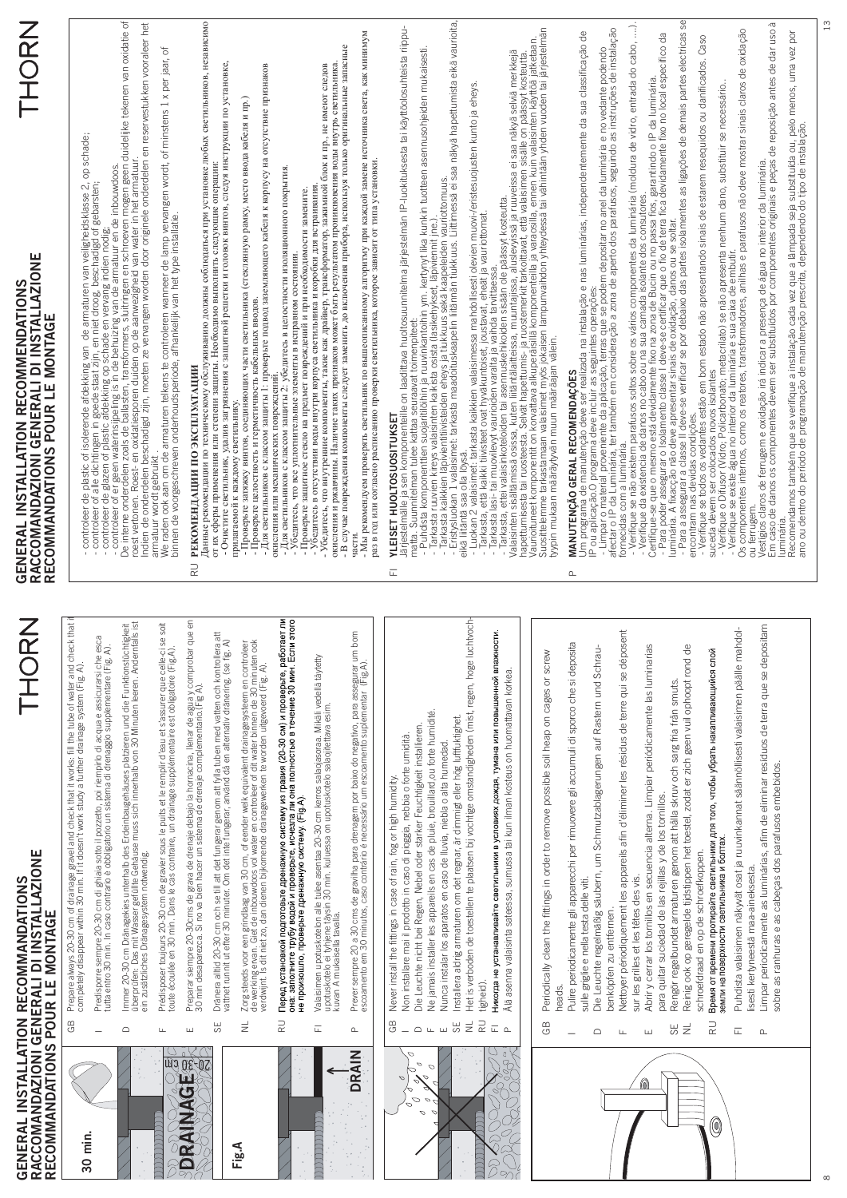# GENERAL INSTALLATION RECOMMANDATIONS
# RACCOMANDAZIONI GENERALI DI INSTALLAZIONE
# RECOMMANDATIONS POUR LE MONTAGE

30 min.

DRAINAGE

20-30 cm

Fig.A

DRAIN

GB Prepare always 20-30 cm of drainage gravel and check that it works: fill the tube of water and check that it completely disappear within 30 min. If it doesn't work study a further drainage system (Fig. A).

I Predisporre sempre 20-30 cm di ghiaia sotto il pozzetto, poi riempirlo di acqua e assicurarsi che esca tutta entro 30 min. In caso contrario è obbligatorio un sistema di drenaggio supplementare (Fig. A).

D Immer 20-30 cm Dränagekies unterhalb des Erdeinbaugehäuses platzieren und die Funktionstüchtigkeit überprüfen: Das mit Wasser gefüllte Gehäuse muss sich innerhalb von 30 Minuten leeren. Andernfalls ist ein zusätzliches Drainagesystem notwendig.

F Prédisposer toujours 20-30 cm de graviers sous le puits et le remplir d'eau et s'assurer que celle-ci se soit toute écoulée en 30 min. Dans le cas contraire, un drainage supplémentaire est obligatoire (Fig.A).

E Preparar siempre 20-30cms de grava de drenaje debajo la hornacina, llenar de agua y comprobar que en 30 min desaparezca. Si no va bien hacer un sistema de drenaje complementario.(Fig.A).

SE Dränera alltid 20-30 cm och se till att det fungerar genom att fylla tuben med vatten och kontrollera att vattnet runnit ut efter 30 minuter. Om det inte fungerar, använd då en alternativ dränering. (se fig. A)

NL Zorg steeds voor een grindlaag van 30 cm, of eender welk equivalent drainagesysteem en controleer de werking ervan. Giet de inbouwdoos vol water en controleer of dit water binnen de 30 minuten ook verdwijnt. Is dit niet zo, dan dienen bijkomende drainagewerken te worden uitgevoerd (Fig. A).

RU **Перед установкой подготовьте дренажную систему из гравия (20-30 см) и проверьте, работает ли она: заполните трубу водой и проверьте, исчезла ли она полностью в течение 30 мин. Если этого не произошло, проверьте дренажную систему. (Fig.A).**

FI Valaisimen upotuskotelon alle tulee asentaa 20-30 cm kerros salaojasoraa. Mikäli vedellä täytetty upotuskotelo ei tyhjene täysin 30 min. kuluessa on upotuskotelo salaojitettava esim. kuvan A mukaisella tavalla.

P Prever sempre 20 a 30 cms de gravilha para drenagem por baixo do negativo, para assegurar um bom escoamento em 30 minutos, caso contrário é necessário um escoamento suplementar (Fig.A).

GB Never install the fittings in case of rain, fog or high humidity.
I Non installare mai il prodotto in caso di pioggia, nebbia o forte umidità.
D Die Leuchte nicht bei Regen, Nebel oder starker Feuchtigkeit installieren.
F Ne jamais installer les appareils en cas de pluie, brouillard ou forte humidité.
E Nunca instalar los aparatos en caso de lluvia, niebla o alta humedad.
SE Installera aldrig armaturen om det regnar, är dimmigt eller hög luftfuktighet.
NL Het is verboden de toestellen te plaatsen bij vochtige omstandigheden (mist, regen, hoge luchtvochtigheid).
RU **Никогда не устанавливайте светильники в условиях дождя, тумана или повышенной влажности.**
FI Älä asenna valaisinta sateessa, sumussa tai kun ilman kosteus on huomattavan korkea.

GB Periodically clean the fittings in order to remove possible soil heap on cages or screw heads.
I Pulire periodicamente gli apparecchi per rimuovere gli accumuli di sporco che si deposita sulle griglie e nella testa delle viti.
D Die Leuchte regelmäßig säubern, um Schmutzablagerungen auf Rastern und Schraubenköpfen zu entfernen.
F Nettoyer périodiquement les appareils afin d'éliminer les résidus de terre qui se déposent sur les grilles et les têtes des vis.
E Abrir y cerrar los tornillos en secuencia alterna. Limpiar periódicamente las luminarias para quitar suciedad de las rejillas y de los tornillos.
SE Rengör regelbundet armaturen genom att hålla skruv och sarg fria från smuts.
NL Reinig ook op geregelde tijdstippen het toestel, zodat er zich geen vuil ophoopt rond de schroefdraad en op de schroefkoppen.
RU **Время от времени протирайте светильники для того, чтобы убрать накапливающийся слой земли на поверхности светильника и болтах.**
FI Puhdista valaisinta säännöllisesti valaisimen päälle mahdollisesti kertyneestä maa-aineksesta.
P Limpar periodicamente as luminárias, afim de eliminar resíduos de terra que se depositam sobre as ranhuras e as cabeças dos parafusos embebidos.

# GENERAL INSTALLATION RECOMMENDATIONS
# RACCOMANDAZIONI GENERALI DI INSTALLAZIONE
# RECOMMANDATIONS POUR LE MONTAGE

- controleer de plastic of isolerende afdekking van de armaturen van veiligheidsklasse 2, op schade;
- controleer of alle dichtingen in goede staat zijn, en niet droog, beschadigd of gebarsten;
- controleer de glazen of plastic afdekking op schade en vervang indien nodig;
- controleer of er geen waterinsijpeling is in de behuizing van de armatuur en de inbouwdoos.

De interne onderdelen zoals de ballasten, transformers, sluitringen en schroeven mogen geen duidelijke tekenen van oxidatie of roest vertonen. Roest- en oxidatiesporen duiden op de aanwezigheid van water in het armatuur. Indien de onderdelen beschadigd zijn, moeten ze vervangen worden door originele onderdelen en reservestukken vooraleer het armatuur wordt gebruikt.

We raden ook aan om de armaturen telkens te controleren wanneer de lamp vervangen wordt, of minstens 1 x per jaar, of binnen de voorgeschreven onderhoudsperiode, afhankelijk van het type installatie.

RU **РЕКОМЕНДАЦИИ ПО ЭКСПЛУАТАЦИИ**

Данные рекомендации по техническому обслуживанию должны соблюдаться при установке любых светильников, независимо от их сферы применения или степени защиты. Необходимо выполнить следующие операции:
- Очистите светильник, удалив загрязнения с защитной решетки и головок винтов, следуя инструкции по установке, прилагаемой к каждому светильнику.
- Проверьте наличие всех затяжных винтов, соединяющих части светильника (стеклянную рамку, место ввода кабеля и пр.)
- Проверьте целостность и герметичность кабельных вводов.
- Для светильников с классом защиты 1: проверьте подвод заземляющего кабеля к корпусу на отсутствие признаков окисления или механических повреждений.
- Для светильников с классом защиты 2: убедитесь в целостности изоляционного покрытия.
- Убедитесь, что все уплотнительные элементы в исправном состоянии.
- Проверьте защитное стекло на предмет повреждений и при необходимости замените.
- Убедитесь в отсутствии воды внутри корпуса светильника и коробки для встраивания.
- Убедитесь, что внутренние компоненты, такие как драйвер, трансформатор, зажимной блок и пр. не имеют следов окисления и ржавчины. Наличие окисления и ржавчины свидетельствует о проникновении воды внутрь светильника.
- В случае повреждения компоненты следует заменить до включения прибора, используя только оригинальные запасные части.
- Мы рекомендуем проверять светильник по вышеописанному алгоритму при каждой замене источника света, как минимум раз в год или согласно расписанию проверки светильника, которое зависит от типа установки.

FI **YLEISET HUOLTOSUOSITUKSET**

Järjestelmälle ja sen komponenteille on laadittava huoltosuunnitelma järjestelmän IP-luokituksesta tai käyttöolosuhteista riippumatta. Suunnitelman tulee kattaa seuraavat toimenpiteet:
- Puhdista komponenteittain suojaritilöistä, ruuvinkannoista ym. kertynyt lika kunkin tuotteen asennusohjeiden mukaisesti.
- Tarkasta ruuvien kireys valaisinten kaikista osista (lasikehykset, läpiviennit (ne.).
- Tarkasta kaikkien läpivientitiivisteiden eheys ja tiukkuus sekä kaapeleiden vauriottomuus.
- Eristysluokan 1 valaisimet: tarkasta maadoituskaapelin liitännän tiukkuus. Liitännässä ei saa näkyä hapettumista eikä vauriota, eikä liitäntä saa olla löysä.
- Luokan 2 valaisimet: tarkasta kaikkien valaisimessa mahdollisesti olevien muovi-/eristesuojusten kunto ja eheys.
- Tarkasta, että kaikki tiivisteet ovat hyväkuntoiset, joustavat, ehjät ja vauriottomat.
- Tarkasta lasi- tai muovilevyt vaurioiden varalta ja vaihda tarvittaessa.
- Tarkasta, ettei valaisinkoteloon tai asennuskoteloon ole päässyt kosteutta.

Valaisimen sisällä olevissa komponenteissa, kuten liitännöissä, muuntajissa, aluslevyissä ja ruuveissa ei saa näkyä selviä merkkejä hapettumisesta tai ruosteesta. Selvät hapettumis- ja ruostemerkit tarkoittavat, että valaisimen sisälle on päässyt kosteutta.

Vaurioituneet komponentit on korvattava alkuperäisillä komponenteilla ja varaosilla, ennen kuin valaisinten käyttöä jatketaan.

Suosittelemme tarkastamaan valaisimet myös jokaisen lampunvaihdon yhteydessä tai vähintään yhden vuoden tai järjestelmän tyypin mukaan määrätyn muun määräajan välein.

P **MANUTENÇÃO GERAL RECOMENDAÇÕES**

Um programa de manutenção deve ser realizada na instalação e nas luminárias, independentemente da sua classificação de IP ou aplicação.O programa deve incluir as seguintes operações:
- Limpe qualquer material proveniente do solo que se possa depositar no anel da luminária e no vedante podendo afectar o IP da Luminária, ter também em consideração a zona de aperto dos parafusos, segundo as instruções de instalação fornecidas com a luminária.
- Verifique se não existem parafusos soltos sobre os vários componentes da luminária (moldura de vidro, entrada do cabo, ...).
- Verifique da existência de danos no cabo ou na sua camada isolante dos consoteres.

Certifique-se que o mesmo está devidamente fixo na zona de Bucin ou no passa fios, garantindo o IP da luminária.
- Verifique que o mesmo está devidamente fixo no cabo de terra fica devidamente fixo no local específico da luminária. A fixação não deve apresentar sinais de oxidação, danos ou se soltar.
- Para assegurar a classe II deve-se verificar se por debaixo das partes isolamentes as ligações de demais partes electricas se encontram nas devidas condições.
- Verifique se todos os vedantes estão em bom estado não apresentando sinais de estarem ressequidos ou danificados. Caso suceda devem ser colocados novos isolantes
- Verifique o Difusor (Vidro; Policarbonato; metacrilato) se não apresenta nenhum dano, substituir se necessário..
- Verifique se existe água no interior da luminária e na sua caixa de embutir.

Os componentes internos, como os reatores, transformadores, anilhas e parafusos não deve mostrar sinais claros de oxidação ou ferrugem.

Vestígios claros de ferrugem e oxidação irá indicar a presença de água no interior da luminária.

Em caso de danos os componentes devem ser substituídos por componentes originais e peças de reposição antes de dar uso à luminária.

Recomendamos também que se verifique a instalação cada vez que a lâmpada seja substituída ou, pelo menos, uma vez por ano ou dentro do período de programação de manutenção prescrita, dependendo do tipo de instalação.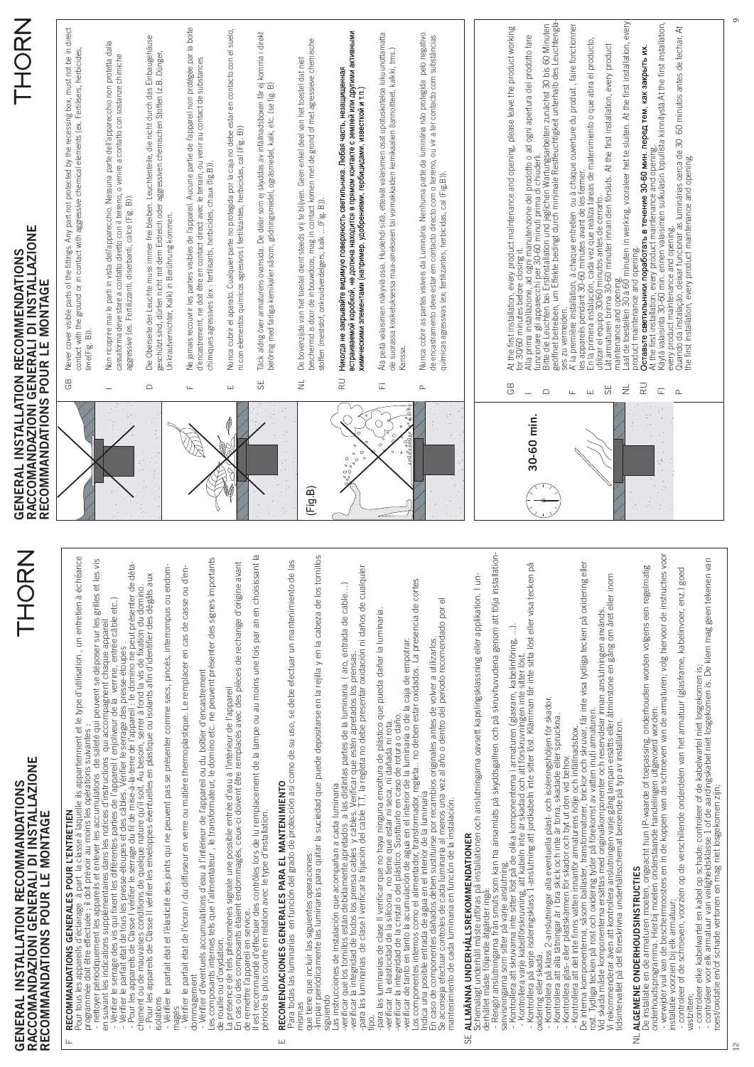# GENERAL INSTALLATION RECOMMENDATIONS
# RACCOMANDAZIONI GENERALI DI INSTALLAZIONE
# RECOMMANDATIONS POUR LE MONTAGE

## F RECOMMANDATIONS GENERALES POUR L'ENTRETIEN

Pour tous les appareils d'éclairage, à part la classe à laquelle ils appartiennent et le type d'utilisation, un entretien à échéance programmée doit être effectuée ; il doit prévoir au moins les opérations suivantes :
- nettoyer périodiquement les appareils et enlever les accumulations de saleté qui peuvent se déposer sur les grilles et les vis en suivant les indications supplémentaires dans les notices d'instructions qui accompagnent chaque appareil
- Vérifier le serrage des vis qui fixent les différentes parties de l'appareil ( enjoliveur de la verrine, entrée câble etc.)
- Vérifier le parfait état de tous les presse-étoupes et des câbles. Vérifier le serrage des presse-étoupes .
- Pour les appareils de Classe I vérifier le serrage du fil de mise-à-la-terre de l'appareil ; le domino ne peut présenter de détachement ou de mauvaises conditions de quelque nature qu'il soit. Au besoin, serrer à fond la vis de fixation du domino.
- Pour les appareils de Classe II vérifier les enveloppes éventuelles en plastique ou isolants afin d'identifier des dégâts aux isolants.
- Vérifier le parfait état et l'élasticité des joints qui ne peuvent pas se présenter comme secs, pincés, interrompus ou endommagés
- Vérifier le parfait état de l'écran / du diffuseur en verre ou matière thermoplastique. Le remplacer en cas de casse ou d'endommagement
- Vérifier d'éventuels accumulations d'eau à l'intérieur de l'appareil ou du boîtier d'encastrement
Les composants internes tels que l'alimentateur, le transformateur, le domino etc. ne peuvent présenter des signes importants de rouille ou d'oxydation.
La présence de tels phénomènes signale une possible entrée d'eau à l'intérieur de l'appareil
Dans le cas où les composants étaient endommagés, ceux-ci doivent être remplacés avec des pièces de rechange d'origine avant de remettre l'appareil en service.
Il est recommandé d'effectuer des contrôles lors de lu remplacement de la lampe ou au moins une fois par an en choisissant la période la plus courte en relation avec le type d'installation.

## E RECOMENDACIONES GENERALES PARA EL MANTENIMIENTO

Para todas las luminarias en función del grado de protección así como de su uso, se debe efectuar un mantenimiento de las mismas
que tiene que incluir las siguientes operaciones:
-limpiar periódicamente las luminarias para quitar la suciedad que puede depositarse en la rejilla y en la cabeza de los tornillos siguiendo
Las instrucciones de instalación que acompañan a cada luminaria
-verificar que los tornillos están debidamente apretados a las distintas partes de la luminaria ( aro, entrada de cable…)
-verificar la integridad de todos los prensa cables y cables. Verificar que estén apretados los prensas.
-para las luminarias de clase I verificar la fijación del cable T.T, la regleta no debe presentar oxidación ni daños de cualquier tipo.
-para las luminarias de clase II verificar que no haya ninguna envoltura de plástico que pueda dañar la luminaria.
-verificar la elasticidad de la silicona , no tiene que estar ni seca, ni dañada ni rota.
-verificar la integridad de la pantalla / difusor, si está roto sustituirlo en caso de rotura o daño.
-verificar de tanto en tanto la acumulación de agua en el interior de la luminaria o de la caja de empotrar.
Los componentes internos como el alimentador, transformador, regleta… no deben estar oxidados. La presencia de cortes Indica una posible entrada de agua en el interior de la luminaria
En caso de componentes dañados deben sustituirse por recambios originales antes de volver a utilizarlos.
Se aconseja efectuar controles de cada luminaria al menos una vez al año o dentro del período recomendado por el mantenimiento de cada luminaria en función de la instalación.

## SE ALLMÄNNA UNDERHÅLLSREKOMMENDATIONER

Schemalagt underhåll måste utföras på installationen och anslutningarna oavsett kapslingsklassning eller applikation. I underhållet måste följande åtgärder ingå:
- Rengör anslutningarna från smuts som kan ha ansamlats på skyddsgallren och på skruvhuvudena genom att följa installationsanvisningarna som sitter på varje anslutning.
- Kontrollera att skruvarna inte sitter löst på de olika komponenterna i armaturen (glasram, kabelinföring, …).
- Kontrollera varje kabelförskruvning, att kabeln inte är skadad och att förskruvningen inte sitter löst.
- Kontrollera på varje isoleringsklass 1-anslutning att jordkabeln inte sitter löst. Klämman får inte sitta löst eller visa tecken på oxidering eller skada.
- Kontrollera på klass 2-anslutningar alla eventuella plast- och isoleringshöljen för skador.
- Kontrollera att alla tätningar är i bra skick och inte är torra, skadade eller spruckna.
- Kontrollera glas- eller plastskärmen för skador och byt ut den vid behov.
- Kontrollera att det inte finns vatten innanför armaturens hölje och infällnadsbox.
De interna komponenterna, såsom ballaster, transformatorer, brickor och skruvar, får inte visa tydliga tecken på oxidering eller rost. Tydliga tecken på rost och oxidering tyder på förekomst av vatten inuti armaturen.
Vid skada måste komponenterna ersättas med originalkomponenter och reservdelar innan anslutningen används.
Vi rekommenderar även att kontrollera anslutningen varje gång lampan ersätts eller åtminstone en gång om året eller inom tidsintervallet på det föreskrivna underhållsschemat beroende på typ av installation.

## NL ALGEMENE ONDERHOUDSINSTRUCTIES

De installatie en de armaturen moeten, ongeacht hun IP-waarde of toepassing, onderhouden worden volgens een regelmatig onderhoudsprogramma. Hierbij moeten onderstaande handelingen uitgevoerd worden:
- verwijder vuil van de beschermroosters en in de koppen van de schroeven van de armaturen; volg hiervoor de instructies voor installatie voorzien bij elk armatuur;
- controleer of de schroeven, voorzien op de verschillende onderdelen van het armatuur (glasframe, kabelinvoer, enz.) goed vastzitten;
- controleer elke kabelwartel en kabel op schade; controleer of de kabelwartel niet losgekomen is;
- controleer voor elk armatuur van veiligheidsklasse 1 of de aardingskabel niet losgekomen is. De klem mag geen tekenen van roest/oxidatie en/of schade vertonen en mag niet losgekomen zijn;

---

# GENERAL INSTALLATION RECOMMENDATIONS
# RACCOMANDAZIONI GENERALI DI INSTALLAZIONE
# RECOMMANDATIONS POUR LE MONTAGE

(Fig.B)

GB Never cover visible parts of the fittings. Any part not protected by the recessing box, must not be in direct contact with the ground or in contact with aggressive chemical elements (ex. Fertilisers, herbicides, lime(Fig. B)).

I Non ricoprire mai le parti in vista dell'apparecchio. Nessuna parte dell'apparecchio non protetta dalla cassaforma deve stare a contatto diretto con il terreno, o venire a contatto con sostanze chimiche aggressive (es. Fertilizzanti, diserbanti, calce (Fig. B)).

D Die Oberseite der Leuchte muss immer frei bleiben. Leuchtenteile, die nicht durch das Einbaugehäuse geschützt sind, dürfen nicht mit dem Erdreich oder aggressiven chemischen Stoffen (z.B. Dünger, Unkrautvernichter, Kalk) in Berührung kommen.

F Ne jamais recouvrir les parties visibles de l'appareil. Aucune partie de l'appareil non protégée par la boîte d'encastrement, ne doit être en contact direct avec le terrain, ou venir au contact de substances chimiques agressives (ex : fertilisants, herbicides, chaux (fig.B)).

E Nunca cubrir el aparato. Cualquier parte no protegida por la caja no debe estar en contacto con el suelo, ni con elementos químicos agresivos ( fertilizantes, herbicidas, cal (Fig. B))

SE Täck aldrig över armaturens ovansida. De delar som ej skyddas av infällnadsboxen får ej komma i direkt beröring med farliga kemikalier såsom, gödningsmedel, ogräsmedel, kalk, etc. (se fig. B)

NL De bovenzijde van het toestel dient steeds vrij te blijven. Geen enkel deel van het toestel dat niet beschermd is door de inbouwdoos, mag in contact komen met de grond of met agressieve chemische stoffen (meststof, onkruidverdelgers, kalk…(Fig. B)).

RU **Никогда не закрывайте видимую поверхность светильника. Любая часть, незащищенная встраиваемой коробкой, не должна находится в прямом контакте с землей или другими активными химическими элементами (например, удобрениями, гербицидами, известкой и т.п.)**

FI Älä peitä valaisimen näkyviä osia. Huolehdi siitä, ettei/at valaisimen osat upotuskotelota luku unottamatta de suorassa kosketuksessa maa-aineksen tai voimakkaiden kemikaalien (lannoitteet, kalkki, tms.) Kanssa.

P Nunca cobrir as partes visíveis da Luminária. Nenhuma parte da luminária não protegida pelo negativo de encastramento deve estar em contacto directo com o terreno, ou vir a ter contacto com substâncias químicas agressivas (ex: fertilizantes, herbicidas, cal (Fig.B)).

30-60 min.

GB At the first installation, every product maintenance and opening, please leave the product working for 30/60 minutes before closing it.

I Alla prima installazione, ad ogni manutenzione del prodotto o ad ogni apertura del prodotto fare funzionare gli apparecchi per 30-60 minuti prima di chiuderli.

D Bitte die Leuchten bei Erstinstallation und jeglichen Wartungsarbeiten zunächst 30 bis 60 Minuten geöffnet betreiben, um Effekte bedingt durch minimale Restfeuchtigkeit innerhalb des Leuchtengehäuses zu vermeiden.

F A la première installation, à chaque entretien ou à chaque ouverture du produit , faire fonctionner les appareils pendant 30-60 minutes avant de les fermer.

E En la primera instalación, cada vez que realiza tareas de mantenimiento o que abra el producto, utilizar el equipo 30/60 minutos antes de cerrarlo.

SE Låt armaturen brinna 30-60 minuter innan den förslutes. At the first installation, every product maintenance and opening.

NL Laat de toestellen 30 à 60 minuten in werking, vooraleer het te sluiten. At the first installation, every product maintenance and opening.

RU **Оставьте светильники поработать в течение 30-60 мин. перед тем, как закрыть их.** At the first installation, every product maintenance and opening.

FI Käytä valaisinta 30-60 min. ennen valaisimen sulkuaisin löpullista kiinntystä.At the first installation, every product maintenance and opening.

P Quando da instalação, deixar funcionar as luminárias cerca de 30 60 minutos antes de fechar. At the first installation, every product maintenance and opening.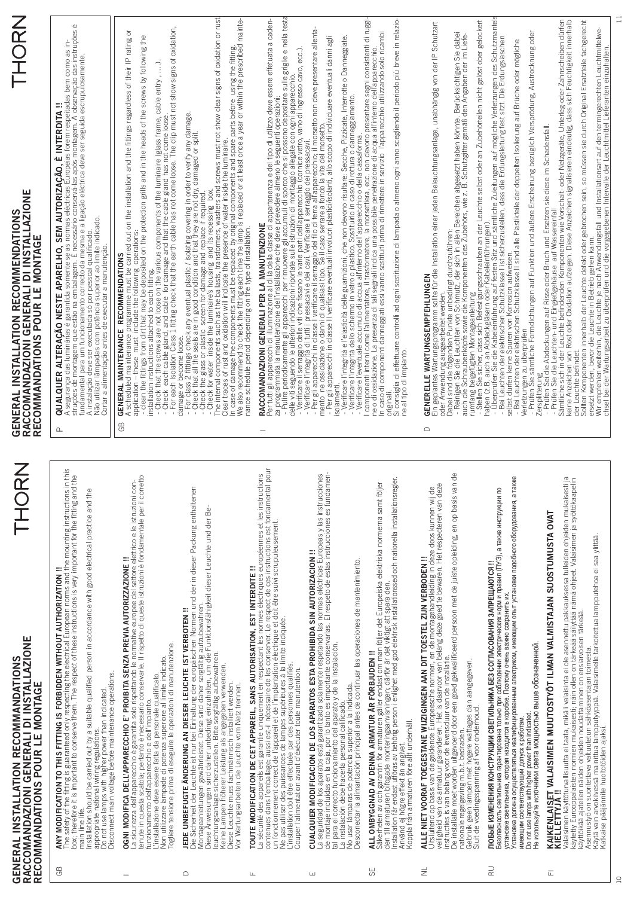# GENERAL INSTALLATION RECOMMANDATIONS
# RACCOMANDAZIONI GENERALI DI INSTALLAZIONE
# RECOMMANDATIONS POUR LE MONTAGE

GB

**ANY MODIFICATION TO THIS FITTING IS FORBIDDEN WITHOUT AUTHORIZATION !!**
The safety of the fitting is guaranteed only respecting the electrical European norms and the mounting instructions in this box, therefore it is important to conserve them. The respect of these instructions is very important for the fitting and the main line life.
Installation should be carried out by a suitable qualified person in accordance with good electrical practice and the appropriate national wiring regulations.
Do not use lamps with higher power than indicated.
Disconnect main voltage before maintenance operations.

I

**OGNI MODIFICA DELL'APPARECCHIO E' PROIBITA SENZA PREVIA AUTORIZZAZIONE !!**
La sicurezza dell'apparecchio è garantita solo rispettando le normative europee del settore elettrico e le istruzioni contenute in questa scatola; pertanto è necessario conservarle. Il rispetto di queste istruzioni è fondamentale per il corretto funzionamento dell'apparecchio e dell'impianto.
L'installazione deve essere fatta da personale qualificato.
Non utilizzare lampade di potenza superiore al limite indicato.
Togliere tensione prima di eseguire le operazioni di manutenzione.

D

**JEDE UNBEFUGTE ÄNDERUNG AN DIESER LEUCHTE IST VERBOTEN !!**
Die Sicherheit der Leuchte ist nur bei Einhaltung der europäischen Normen und der in dieser Packung enthaltenen Montageanleitungen gewährleistet. Diese sind daher sorgfältig aufzubewahren.
Diese Anweisungen sind daher unbedingt einzuhalten, um die Funktionsfähigkeit dieser Leuchte und der Beleuchtungsanlage sicherzustellen. Bitte sorgfältig aufbewahren.
Keine Lampen höherer Leistung als angegeben verwenden.
Diese Leuchte muss fachmännisch installiert werden.
Vor Wartungsarbeiten die Leuchte vom Netz trennen.

F

**TOUTE MODIFICATION DE CET APPAREIL, SANS AUTORISATION, EST INTERDITE !!**
La sécurité des appareils est garantie uniquement en respectant les normes électriques européennes et les instructions contenues dans l'emballage, aussi est-il nécessaire de les conserver. Le respect de ces instructions est fondamental pour un fonctionnement correct de l'appareil et de l'installation électrique et doit être suivi scrupuleusement.
Ne pas utiliser des puissances de lampes supérieures à la limite indiquée.
L'installation doit être effectuée par des personnes qualifiées.
Couper l'alimentation avant d'exécuter toute manutention.

E

**CUALQUIER MODIFICACION DE LOS APARATOS ESTA PROHIBIDA SIN AUTORIZACION !!**
La seguridad de los aparatos está garantizada solamente respetando las normas eléctricas Europeas y las instrucciones de montaje incluidas en la caja, por lo tanto es importante conservarlas. El respeto de estas instrucciones es fundamental para el correcto funcionamiento del aparato y de la instalación.
La instalación debe hacerla personal cualificado.
No usar lámparas de potencia superior a la indicada.
Desconectar la alimentación principal antes de continuar las operaciones de mantenimiento.

SE

**ALL OMBYGGNAD AV DENNA ARMATUR ÄR FÖRBJUDEN !!**
Säkerheten av och garantin för armaturen gäller endast om man följer det Europeiska elektriska normerna samt följer den till armaturen bifogade monteringsanvisningen; därför är det viktigt att spara den.
Installation får endast utföras av behörig person i enlighet med god elektrisk installationssed och nationella installationsregler.
Använd ej högre effekt än angivet.
Koppla från armaturen före allt underhåll.

NL

**ALLE NIET VOORAF TOEGESTANE WIJZIGINGEN AAN DIT TOESTEL ZIJN VERBODEN !!**
Uitsluitend op basis van de geldende Europeesche normen, en de montagehandleiding in deze doos kunnen wij de veiligheid van de armatuur garanderen. Het is daarvoor van belang deze goed te bewaren. Het respecteren van deze instructies is van belang voor de levensduur van de installatie.
De installatie moet worden uitgevoerd door een goed gekwalificeerd persoon met de juiste opleiding, en op basis van de nationale regelgeving m.b.t. bedraden.
Gebruik geen lampen met hogere wattages dan aangegeven.
Sluit de voedingsspanning af voor onderhoud.

RU

**ЛЮБЫЕ ИЗМЕНЕНИЯ КОНСТРУКЦИИ СВЕТИЛЬНИКА БЕЗ СОГЛАСОВАНИЯ ЗАПРЕЩАЮТСЯ !!**
Безопасность светильника гарантирована только при соблюдении электрических норм и правил (ПУЭ), а также инструкции по установке светильника, которая находится в коробке. Поэтому очень важно сохранить их.
Установка должна осуществляться квалифицированным электриком, имеющим опыт установки подобного оборудования, а также имеющим соответствующий допуск к работам.
Do not use lamps with higher power than indicated.
Не используйте источники света мощностью выше обозначенной.

FI

**KAIKENLAISET VALAISIMEN MUUTOSTYÖT ILMAN VALMISTAJAN SUOSTUMUSTA OVAT KIELLETTYJÄ !!**
Valaisimen käyttöturvallisuutta ei taata, mikäli valaisinta ei ole asennettu pakkauksessa tulleiden ohjeiden mukaisesti ja käytetty Eurooppalaisten normien mukaisesti; näin ollen on tärkeää säilyttää nämä ohjeet. Valaisimen ja syöttökaapelin käyttöikää ajatellen näiden ohjeiden noudattaminen on ensiarvoisen tärkeää.
Asennustyö on suoritettava valtuutetun sähköasentajan toimesta.
Käytä vain arvokilvessä mainittua lamppua/tehoa. Valaisimelle tarkoitettua lampputehoa ei saa ylittää.
Katkaise pääjännite huoltotöiden ajaksi.

# GENERAL INSTALLATION RECOMMENDATIONS
# RACCOMANDAZIONI GENERALI DI INSTALLAZIONE
# RECOMMANDATIONS POUR LE MONTAGE

P

**QUALQUER ALTERAÇÃO NESTE APARELHO, SEM AUTORIZAÇÃO, É INTERDITA !!**
A segurança das luminárias é garantida somente se as normas eléctricas Europeias forem respeitadas bem como as instruções de montagem contidas na embalagem. É necessário conservar estas instruções. A observação das instruções é fundamental para um funcionamento correcto da mesma e a ligação eléctrica deve ser seguida escrupulosamente.
A instalação deve ser executada só por pessoal qualificado.
Não utilizar lâmpadas com potência superior ao limite indicado.
Cortar a alimentação antes de executar a manutenção.

GB

**GENERAL MAINTENANCE RECOMMENDATIONS**
A scheduled maintenance programme must be carried out on the installation and the fittings regardless of their IP rating or application – these must include the following operations:
- clean the fittings from dirt that may be deposited on the protection grills and in the heads of the screws by following the installation instructions attached to the fitting.
- Check that the screws are not loose on the various components of the luminaire (glass frame, cable entry, ....).
- Check each cable gland and cable for damage and that the cable gland has not come loose.
- For each Isolation Class 1 fitting check that the earth cable has not come loose. The clip must not show signs of oxidation, damage or become loose.
- For class 2 fittings check any eventual plastic / isolating covering in order to verify any damage.
- Check that all the seals are in good condition and that they are not dry, damaged or split.
- Check the glass or plastic screen for damage and replace if required.
- Check for water inside the luminaire's housing and its recessing box.
The internal components such as the ballasts, transformers, washers and screws must not show clear signs of oxidation or rust. Clear traces of rust and oxidation will indicate the presence of water inside the luminaire.
In case of damage the components must be replaced by original components and spare parts before using the fitting.
We also recommend to check the fitting each time the lamp is replaced or at least once a year or within the prescribed maintenance schedule period depending on the type of installation.

I

**RACCOMANDAZIONI GENERALI PER LA MANUTENZIONE**
Per tutti gli apparecchi di illuminazione ai di là della classe di appartenenza e del tipo di utilizzo deve essere effettuata a cadenza programmata la manutenzione dell'installazione che deve prevedere almeno le seguenti operazioni:
- Pulire periodicamente gli apparecchi per rimuovere gli accumuli di sporco che si possono depositare sulle griglie e nella testa delle viti seguendo le istruzioni riportate sulle istruzioni di montaggio allegate con ogni apparecchio.
- Verificare il serraggio delle viti che fissano le varie parti dell'apparecchio (cornice vetro, vano di ingresso cavo, ecc.).
- Verificare l'integrità di tutti i pressacavi e dei cavi. Verificare il serraggio dei pressacavi.
- Per gli apparecchi in classe I verificare il serraggio del filo di terra all'apparecchio; il morsetto non deve presentare allentamento né ossidazione o danni di qualsiasi tipo. Se il caso serrare a fondo la vite del morsetto.
- Per gli apparecchi in classe II verificare eventuali involucri plastici/isolanti, allo scopo di individuare eventuali danni agli isolamenti.
- Verificare l'integrità e l'elasticità delle guarnizioni, che non devono risultare: Secche, Pizzicate, Interrotte o Danneggiate.
- Verificare l'integrità dello schermo in vetro o plastico. Sostituirlo in caso di rottura o danneggiamento.
- Verificare l'eventuale accumulo di acqua all'interno dell'apparecchio o della cassaforma.
I componenti interni come l'alimentatore, il trasformatore, la morsettiera, ecc. non devono presentare segni consistenti di ruggine o di ossidazione. La presenza di tali segnali indica una possibile penetrazione di acqua all'interno dell'apparecchio.
In caso di componenti danneggiati essi vanno sostituiti prima di rimettere in servizio l'apparecchio utilizzando solo ricambi originali.
Si consiglia di effettuare controlli ad ogni sostituzione di lampada o almeno ogni anno scegliendo il periodo più breve in relazione al tipo di impianto.

D

**GENERELLE WARTUNGSEMPFEHLUNGEN**
Ein geplantes Wartungsprogramm sollte für die Installation einer jeden Beleuchtungsanlage, unabhängig von der IP Schutzart oder Anwendung ausgearbeitet werden.
Dabei sind die folgenden Punkte unbedingt durchzuführen:
- Reinigen Sie die Leuchten von Schmutz, der sich in allen Bereichen abgesetzt haben könnte. Berücksichtigen Sie dabei auch die Schraubenköpfe sowie die Komponenten des Zubehörs, wie z. B. Schutzgitter gemäß den Angaben der im Lieferumfang beigefügten Montageanleitung.
- Stellen Sie sicher, dass sich Befestigungsschrauben an der Leuchte selbst oder an Zubehörteilen nicht gelöst oder gelockert haben (z.B. auch an Abdeckgläsern oder Kabeleinführungen).
- Überprüfen Sie die Kabeleinführung auf festen Sitz und sämtliche Zuleitungen auf mögliche Verletzungen des Schutzmantels.
- Bei Leuchten der elektrischen Schutzklasse I ist sicherzustellen, dass die Erdungsleitung fest sitzt. Die Erdungslaschen selbst dürfen keine Spuren von Korrosion aufweisen.
- Bei Leuchten der elektrischen Schutzklasse II sind alle Plastikteile der doppelten Isolierung auf Brüche oder mögliche Verletzungen zu überprüfen
- Prüfen Sie sämtliche Formdichtungen auf Funktion und äußere Erscheinung bezüglich Versprödung, Austrocknung oder Zersplitterung
- Prüfen Sie die Abdeckungen auf Risse oder Bruch und Ersetzen sie diese im Schadensfall.
- Prüfen Sie die Leuchten- und Einbaugehäuse auf Wassereintritt
Sämtliche sich in der Leuchte befindenden Komponenten wie Vorschalt- oder Netzgeräte, Unterleg-oder Zahnscheiben dürfen keine Anzeichen von Rost oder Oxidation aufzeigen. Diese Anzeichen signalisieren eindeutig, dass sich Feuchtigkeit innerhalb der Leuchte befindet.
Sollten Komponenten innerhalb der Leuchte defekt oder gebrochen sein, so müssen sie durch Original Ersatzteile fachgerecht ersetzt werden, bevor die Leuchte in Betrieb gehen kann.
Wir empfehlen weiterhin, die Leuchte je nach Anwendungsfall und Installationsart auf den termingerechten Leuchtmittelwechsel bei der Wartungsarbeit zu überprüfen und die vorgegebenen Intervalle der Leuchtmittel Lieferanten einzuhalten.